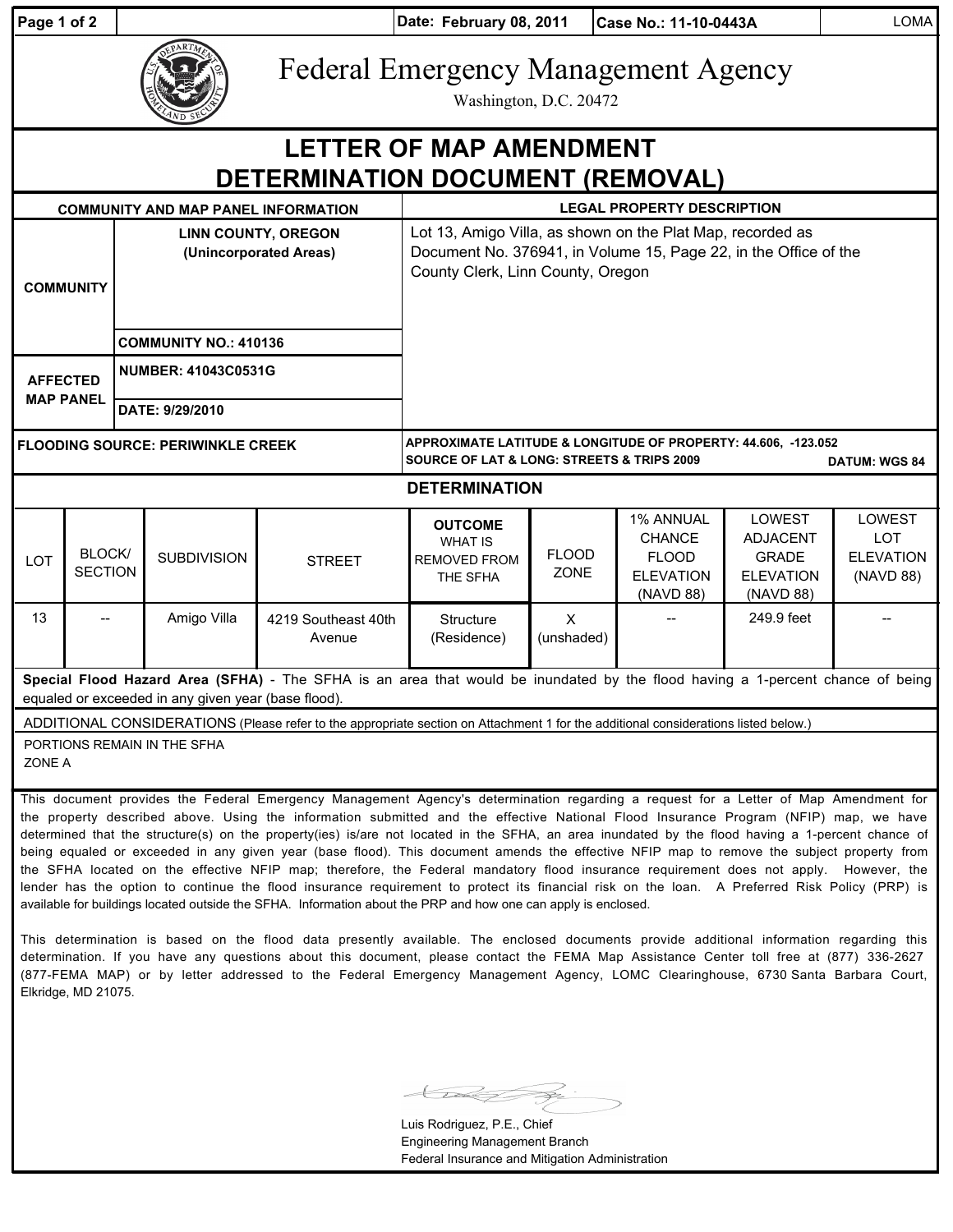Date: February 08, 2011 | Case No.: 11-10-0443A | LOMA

# Federal Emergency Management Agency

Washington, D.C. 20472

# LETTER OF MAP AMENDMENT DETERMINATION DOCUMENT (REMOVAL)

| COMMUNITY AND MAP PANEL INFORMATION | | LEGAL PROPERTY DESCRIPTION |
|---|---|---|
| COMMUNITY | LINN COUNTY, OREGON (Unincorporated Areas) | Lot 13, Amigo Villa, as shown on the Plat Map, recorded as Document No. 376941, in Volume 15, Page 22, in the Office of the County Clerk, Linn County, Oregon |
| | COMMUNITY NO.: 410136 | |
| AFFECTED MAP PANEL | NUMBER: 41043C0531G | |
| | DATE: 9/29/2010 | |
| FLOODING SOURCE: PERIWINKLE CREEK | | APPROXIMATE LATITUDE & LONGITUDE OF PROPERTY: 44.606, -123.052<br>SOURCE OF LAT & LONG: STREETS & TRIPS 2009 DATUM: WGS 84 |

## DETERMINATION

| LOT | BLOCK/ SECTION | SUBDIVISION | STREET | OUTCOME WHAT IS REMOVED FROM THE SFHA | FLOOD ZONE | 1% ANNUAL CHANCE FLOOD ELEVATION (NAVD 88) | LOWEST ADJACENT GRADE ELEVATION (NAVD 88) | LOWEST LOT ELEVATION (NAVD 88) |
|---|---|---|---|---|---|---|---|---|
| 13 | -- | Amigo Villa | 4219 Southeast 40th Avenue | Structure (Residence) | X (unshaded) | -- | 249.9 feet | -- |

**Special Flood Hazard Area (SFHA)** - The SFHA is an area that would be inundated by the flood having a 1-percent chance of being equaled or exceeded in any given year (base flood).

ADDITIONAL CONSIDERATIONS (Please refer to the appropriate section on Attachment 1 for the additional considerations listed below.)

PORTIONS REMAIN IN THE SFHA
ZONE A

This document provides the Federal Emergency Management Agency's determination regarding a request for a Letter of Map Amendment for the property described above. Using the information submitted and the effective National Flood Insurance Program (NFIP) map, we have determined that the structure(s) on the property(ies) is/are not located in the SFHA, an area inundated by the flood having a 1-percent chance of being equaled or exceeded in any given year (base flood). This document amends the effective NFIP map to remove the subject property from the SFHA located on the effective NFIP map; therefore, the Federal mandatory flood insurance requirement does not apply. However, the lender has the option to continue the flood insurance requirement to protect its financial risk on the loan. A Preferred Risk Policy (PRP) is available for buildings located outside the SFHA. Information about the PRP and how one can apply is enclosed.

This determination is based on the flood data presently available. The enclosed documents provide additional information regarding this determination. If you have any questions about this document, please contact the FEMA Map Assistance Center toll free at (877) 336-2627 (877-FEMA MAP) or by letter addressed to the Federal Emergency Management Agency, LOMC Clearinghouse, 6730 Santa Barbara Court, Elkridge, MD 21075.

Luis Rodriguez, P.E., Chief
Engineering Management Branch
Federal Insurance and Mitigation Administration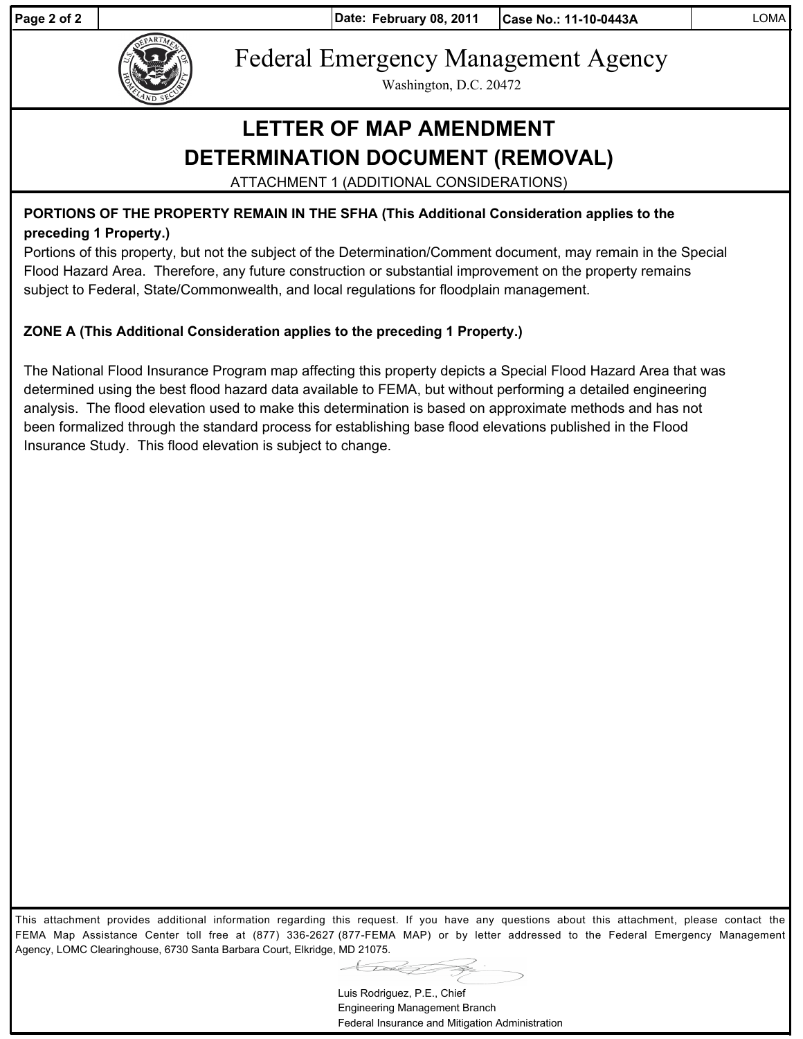| Page 2 of 2 | | Date: February 08, 2011 | Case No.: 11-10-0443A | LOMA |
|---|---|---|---|---|

# Federal Emergency Management Agency

Washington, D.C. 20472

## LETTER OF MAP AMENDMENT DETERMINATION DOCUMENT (REMOVAL)

ATTACHMENT 1 (ADDITIONAL CONSIDERATIONS)

**PORTIONS OF THE PROPERTY REMAIN IN THE SFHA (This Additional Consideration applies to the preceding 1 Property.)**

Portions of this property, but not the subject of the Determination/Comment document, may remain in the Special Flood Hazard Area. Therefore, any future construction or substantial improvement on the property remains subject to Federal, State/Commonwealth, and local regulations for floodplain management.

**ZONE A (This Additional Consideration applies to the preceding 1 Property.)**

The National Flood Insurance Program map affecting this property depicts a Special Flood Hazard Area that was determined using the best flood hazard data available to FEMA, but without performing a detailed engineering analysis. The flood elevation used to make this determination is based on approximate methods and has not been formalized through the standard process for establishing base flood elevations published in the Flood Insurance Study. This flood elevation is subject to change.

This attachment provides additional information regarding this request. If you have any questions about this attachment, please contact the FEMA Map Assistance Center toll free at (877) 336-2627 (877-FEMA MAP) or by letter addressed to the Federal Emergency Management Agency, LOMC Clearinghouse, 6730 Santa Barbara Court, Elkridge, MD 21075.

Luis Rodriguez, P.E., Chief
Engineering Management Branch
Federal Insurance and Mitigation Administration